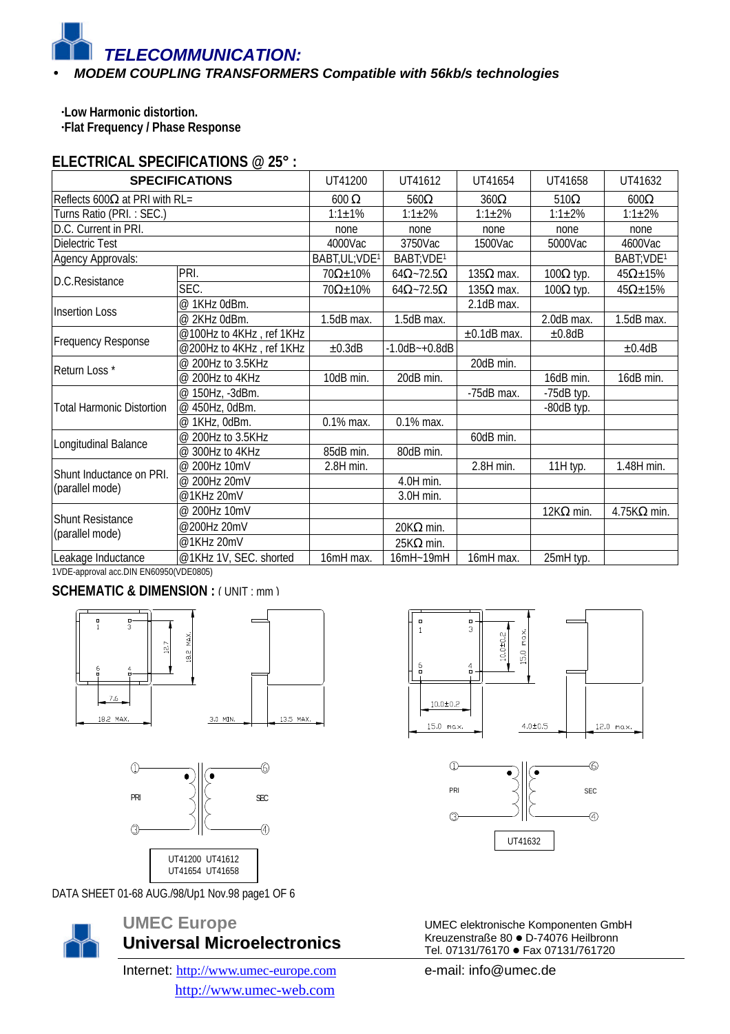# TELECOMMUNICATION:

- ***MODEM COUPLING TRANSFORMERS Compatible with 56kb/s technologies***

**·Low Harmonic distortion.**
**·Flat Frequency / Phase Response**

## ELECTRICAL SPECIFICATIONS @ 25° :

| SPECIFICATIONS | | UT41200 | UT41612 | UT41654 | UT41658 | UT41632 |
|---|---|---|---|---|---|---|
| Reflects 600Ω at PRI with RL= | | 600 Ω | 560Ω | 360Ω | 510Ω | 600Ω |
| Turns Ratio (PRI. : SEC.) | | 1:1±1% | 1:1±2% | 1:1±2% | 1:1±2% | 1:1±2% |
| D.C. Current in PRI. | | none | none | none | none | none |
| Dielectric Test | | 4000Vac | 3750Vac | 1500Vac | 5000Vac | 4600Vac |
| Agency Approvals: | | BABT,UL;VDE[1] | BABT;VDE[1] | | | BABT;VDE[1] |
| D.C.Resistance | PRI. | 70Ω±10% | 64Ω~72.5Ω | 135Ω max. | 100Ω typ. | 45Ω±15% |
| | SEC. | 70Ω±10% | 64Ω~72.5Ω | 135Ω max. | 100Ω typ. | 45Ω±15% |
| Insertion Loss | @ 1KHz 0dBm. | | | 2.1dB max. | | |
| | @ 2KHz 0dBm. | 1.5dB max. | 1.5dB max. | | 2.0dB max. | 1.5dB max. |
| Frequency Response | @100Hz to 4KHz , ref 1KHz | | | ±0.1dB max. | ±0.8dB | |
| | @200Hz to 4KHz , ref 1KHz | ±0.3dB | -1.0dB~+0.8dB | | | ±0.4dB |
| Return Loss * | @ 200Hz to 3.5KHz | | | 20dB min. | | |
| | @ 200Hz to 4KHz | 10dB min. | 20dB min. | | 16dB min. | 16dB min. |
| Total Harmonic Distortion | @ 150Hz, -3dBm. | | | -75dB max. | -75dB typ. | |
| | @ 450Hz, 0dBm. | | | | -80dB typ. | |
| | @ 1KHz, 0dBm. | 0.1% max. | 0.1% max. | | | |
| Longitudinal Balance | @ 200Hz to 3.5KHz | | | 60dB min. | | |
| | @ 300Hz to 4KHz | 85dB min. | 80dB min. | | | |
| Shunt Inductance on PRI. (parallel mode) | @ 200Hz 10mV | 2.8H min. | | 2.8H min. | 11H typ. | 1.48H min. |
| | @ 200Hz 20mV | | 4.0H min. | | | |
| | @1KHz 20mV | | 3.0H min. | | | |
| Shunt Resistance (parallel mode) | @ 200Hz 10mV | | | | 12KΩ min. | 4.75KΩ min. |
| | @200Hz 20mV | | 20KΩ min. | | | |
| | @1KHz 20mV | | 25KΩ min. | | | |
| Leakage Inductance | @1KHz 1V, SEC. shorted | 16mH max. | 16mH~19mH | 16mH max. | 25mH typ. | |

1VDE-approval acc.DIN EN60950(VDE0805)

## SCHEMATIC & DIMENSION : ( UNIT : mm )

1, 3, 6, 4 — 12.7 — 18.2 MAX. — 7.6 — 18.2 MAX. — 3.0 MIN. — 13.5 MAX.

PRI — SEC

UT41200 UT41612
UT41654 UT41658

1, 3, 6, 4 — 10.0±0.2 — 15.0 max. — 10.0±0.2 — 15.0 max. — 4.0±0.5 — 12.0 max.

PRI — SEC

UT41632

DATA SHEET 01-68 AUG./98/Up1 Nov.98 page1 OF 6

**UMEC Europe**
**Universal Microelectronics**

Internet: http://www.umec-europe.com
http://www.umec-web.com

UMEC elektronische Komponenten GmbH
Kreuzenstraße 80 ● D-74076 Heilbronn
Tel. 07131/76170 ● Fax 07131/761720

e-mail: info@umec.de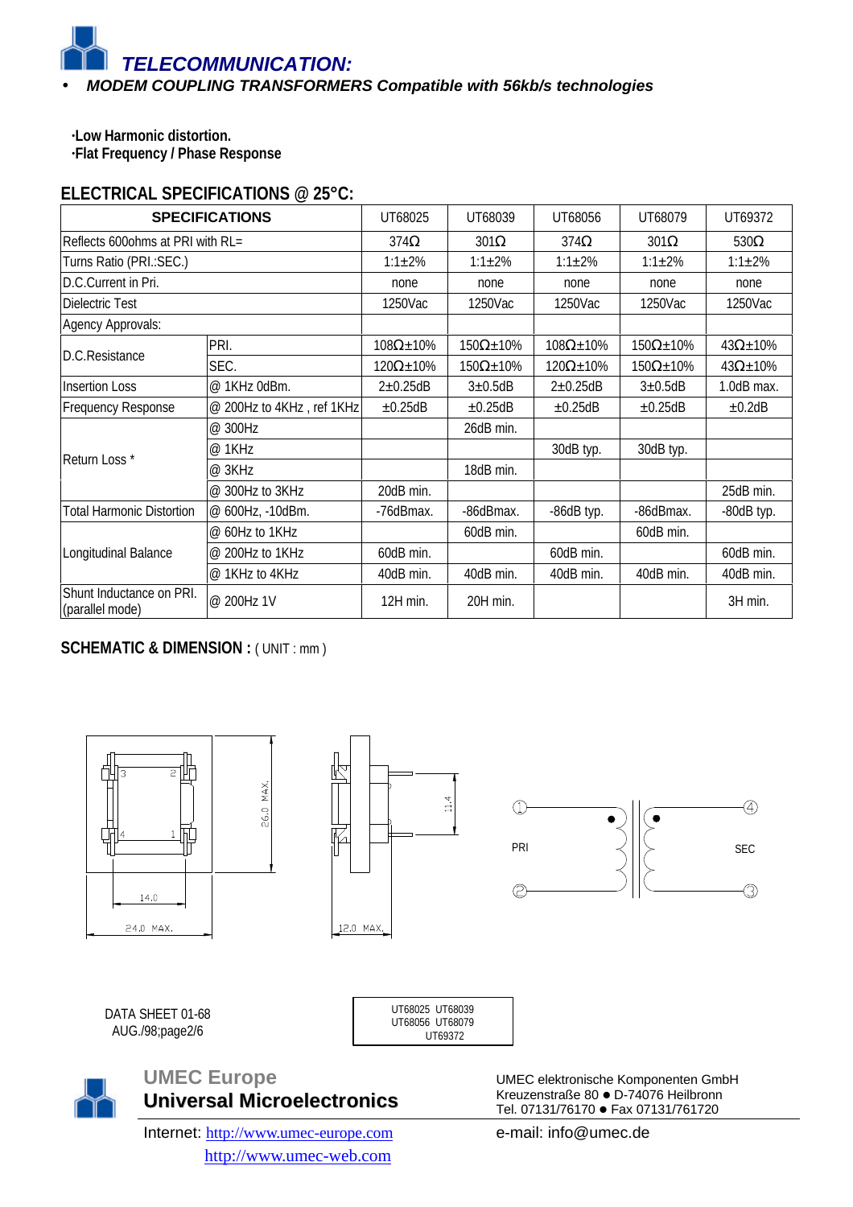## TELECOMMUNICATION:

- ***MODEM COUPLING TRANSFORMERS Compatible with 56kb/s technologies***

**·Low Harmonic distortion.**
**·Flat Frequency / Phase Response**

## ELECTRICAL SPECIFICATIONS @ 25°C:

| SPECIFICATIONS | | UT68025 | UT68039 | UT68056 | UT68079 | UT69372 |
|---|---|---|---|---|---|---|
| Reflects 600ohms at PRI with RL= | | 374Ω | 301Ω | 374Ω | 301Ω | 530Ω |
| Turns Ratio (PRI.:SEC.) | | 1:1±2% | 1:1±2% | 1:1±2% | 1:1±2% | 1:1±2% |
| D.C.Current in Pri. | | none | none | none | none | none |
| Dielectric Test | | 1250Vac | 1250Vac | 1250Vac | 1250Vac | 1250Vac |
| Agency Approvals: | | | | | | |
| D.C.Resistance | PRI. | 108Ω±10% | 150Ω±10% | 108Ω±10% | 150Ω±10% | 43Ω±10% |
| | SEC. | 120Ω±10% | 150Ω±10% | 120Ω±10% | 150Ω±10% | 43Ω±10% |
| Insertion Loss | @ 1KHz 0dBm. | 2±0.25dB | 3±0.5dB | 2±0.25dB | 3±0.5dB | 1.0dB max. |
| Frequency Response | @ 200Hz to 4KHz , ref 1KHz | ±0.25dB | ±0.25dB | ±0.25dB | ±0.25dB | ±0.2dB |
| Return Loss * | @ 300Hz | | 26dB min. | | | |
| | @ 1KHz | | | 30dB typ. | 30dB typ. | |
| | @ 3KHz | | 18dB min. | | | |
| | @ 300Hz to 3KHz | 20dB min. | | | | 25dB min. |
| Total Harmonic Distortion | @ 600Hz, -10dBm. | -76dBmax. | -86dBmax. | -86dB typ. | -86dBmax. | -80dB typ. |
| Longitudinal Balance | @ 60Hz to 1KHz | | 60dB min. | | 60dB min. | |
| | @ 200Hz to 1KHz | 60dB min. | | 60dB min. | | 60dB min. |
| | @ 1KHz to 4KHz | 40dB min. | 40dB min. | 40dB min. | 40dB min. | 40dB min. |
| Shunt Inductance on PRI. (parallel mode) | @ 200Hz 1V | 12H min. | 20H min. | | | 3H min. |

## SCHEMATIC & DIMENSION : ( UNIT : mm )

14.0 &nbsp; 24.0 MAX. &nbsp; 26.0 MAX. &nbsp; 11.4 &nbsp; 12.0 MAX.

PRI ① ② &nbsp; SEC ④ ③

DATA SHEET 01-68
AUG./98;page2/6

UT68025 UT68039
UT68056 UT68079
UT69372

**UMEC Europe**
**Universal Microelectronics**

Internet: http://www.umec-europe.com
http://www.umec-web.com

UMEC elektronische Komponenten GmbH
Kreuzenstraße 80 ● D-74076 Heilbronn
Tel. 07131/76170 ● Fax 07131/761720

e-mail: info@umec.de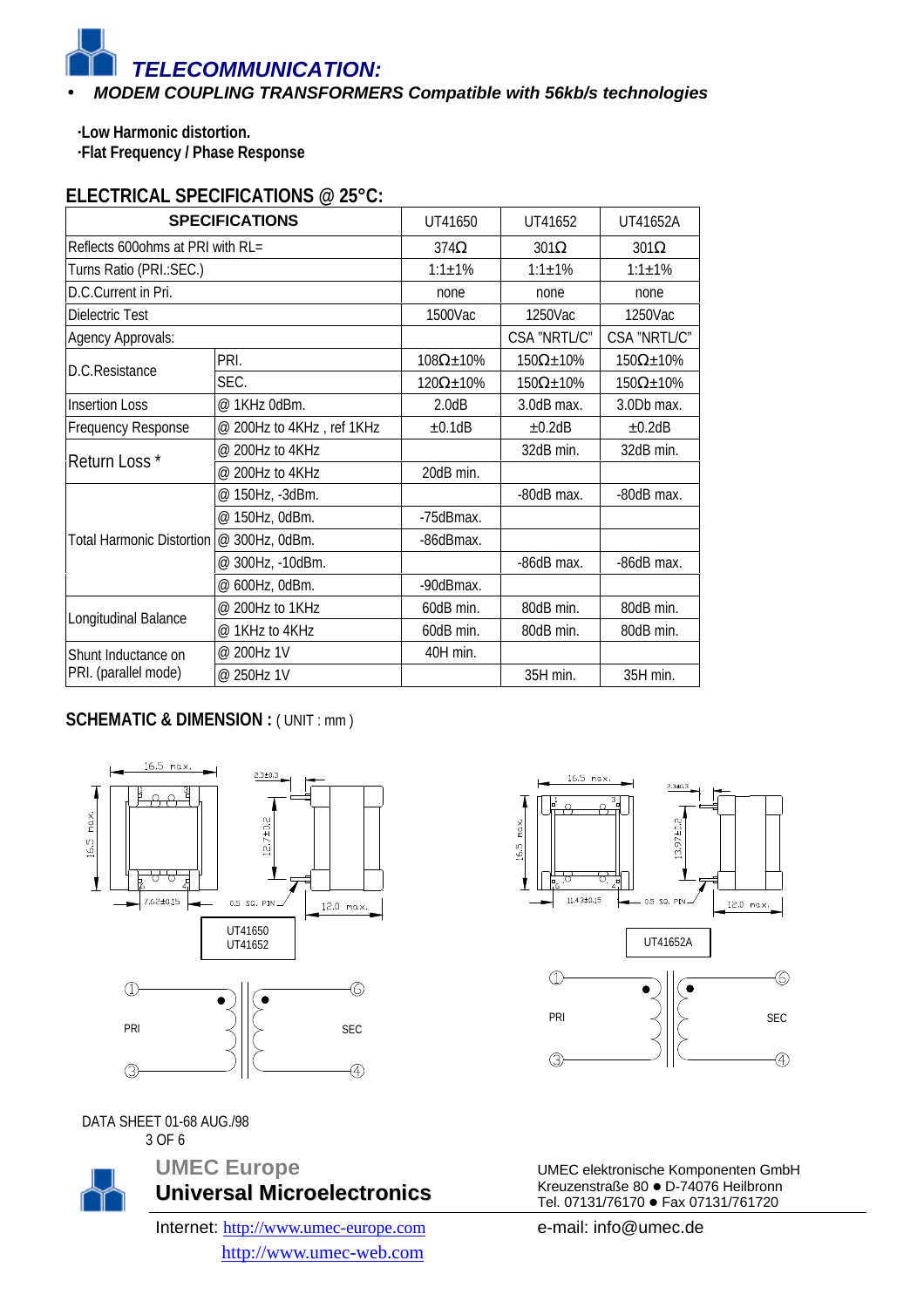# TELECOMMUNICATION:

- ***MODEM COUPLING TRANSFORMERS Compatible with 56kb/s technologies***

**·Low Harmonic distortion.**
**·Flat Frequency / Phase Response**

## ELECTRICAL SPECIFICATIONS @ 25°C:

| SPECIFICATIONS | | UT41650 | UT41652 | UT41652A |
|---|---|---|---|---|
| Reflects 600ohms at PRI with RL= | | 374Ω | 301Ω | 301Ω |
| Turns Ratio (PRI.:SEC.) | | 1:1±1% | 1:1±1% | 1:1±1% |
| D.C.Current in Pri. | | none | none | none |
| Dielectric Test | | 1500Vac | 1250Vac | 1250Vac |
| Agency Approvals: | | | CSA "NRTL/C" | CSA "NRTL/C" |
| D.C.Resistance | PRI. | 108Ω±10% | 150Ω±10% | 150Ω±10% |
| | SEC. | 120Ω±10% | 150Ω±10% | 150Ω±10% |
| Insertion Loss | @ 1KHz 0dBm. | 2.0dB | 3.0dB max. | 3.0Db max. |
| Frequency Response | @ 200Hz to 4KHz , ref 1KHz | ±0.1dB | ±0.2dB | ±0.2dB |
| Return Loss * | @ 200Hz to 4KHz | | 32dB min. | 32dB min. |
| | @ 200Hz to 4KHz | 20dB min. | | |
| Total Harmonic Distortion | @ 150Hz, -3dBm. | | -80dB max. | -80dB max. |
| | @ 150Hz, 0dBm. | -75dBmax. | | |
| | @ 300Hz, 0dBm. | -86dBmax. | | |
| | @ 300Hz, -10dBm. | | -86dB max. | -86dB max. |
| | @ 600Hz, 0dBm. | -90dBmax. | | |
| Longitudinal Balance | @ 200Hz to 1KHz | 60dB min. | 80dB min. | 80dB min. |
| | @ 1KHz to 4KHz | 60dB min. | 80dB min. | 80dB min. |
| Shunt Inductance on PRI. (parallel mode) | @ 200Hz 1V | 40H min. | | |
| | @ 250Hz 1V | | 35H min. | 35H min. |

## SCHEMATIC & DIMENSION : ( UNIT : mm )

16.5 max. 16.5 max. 2.3±0.3 12.7±0.2 7.62±0.15 0.5 SQ. PIN 12.0 max.

UT41650
UT41652

PRI SEC

16.5 max. 16.5 max. 2.3±0.3 13.97±0.2 11.43±0.15 0.5 SQ. PIN 12.0 max.

UT41652A

PRI SEC

DATA SHEET 01-68 AUG./98

**UMEC Europe**
**Universal Microelectronics**

Internet: http://www.umec-europe.com
http://www.umec-web.com

UMEC elektronische Komponenten GmbH
Kreuzenstraße 80 ● D-74076 Heilbronn
Tel. 07131/76170 ● Fax 07131/761720

e-mail: info@umec.de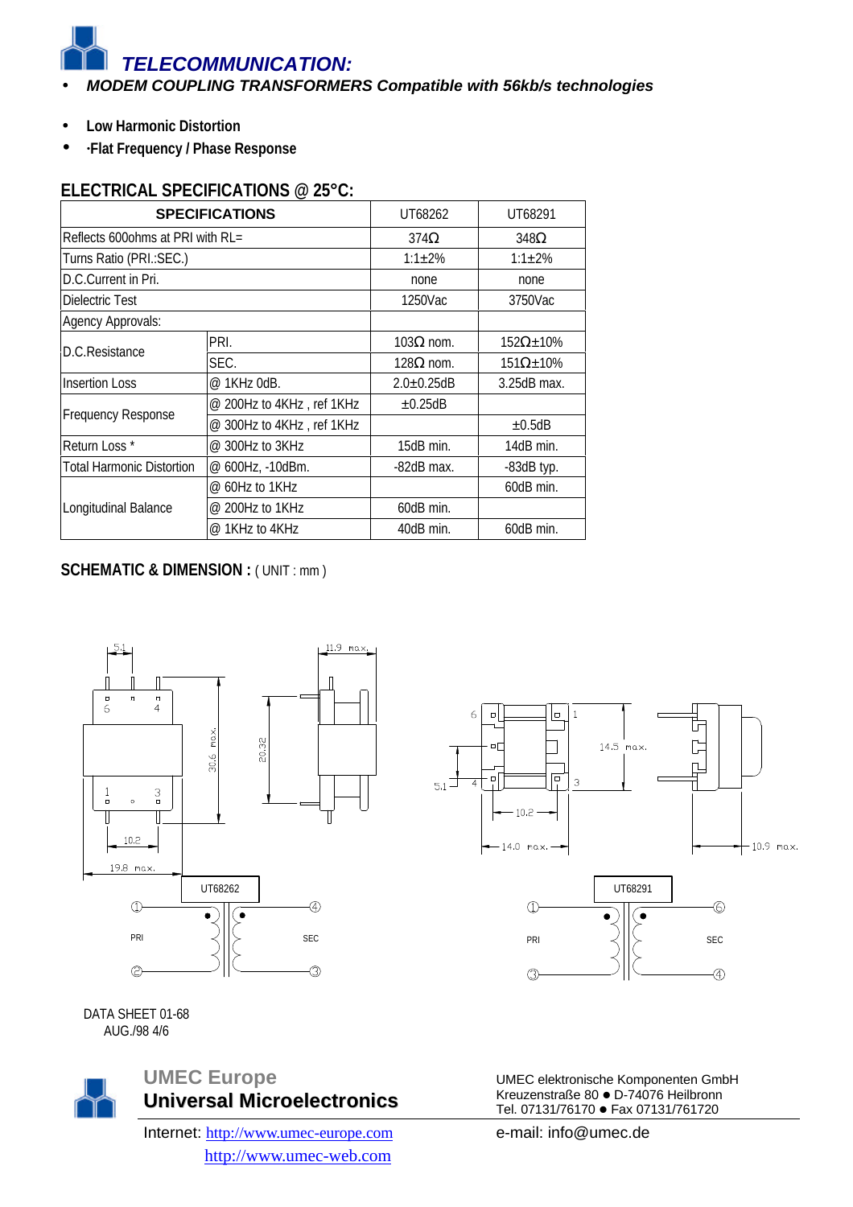# *TELECOMMUNICATION:*

- ***MODEM COUPLING TRANSFORMERS Compatible with 56kb/s technologies***

- **Low Harmonic Distortion**
- **·Flat Frequency / Phase Response**

## ELECTRICAL SPECIFICATIONS @ 25°C:

| SPECIFICATIONS | | UT68262 | UT68291 |
|---|---|---|---|
| Reflects 600ohms at PRI with RL= | | 374Ω | 348Ω |
| Turns Ratio (PRI.:SEC.) | | 1:1±2% | 1:1±2% |
| D.C.Current in Pri. | | none | none |
| Dielectric Test | | 1250Vac | 3750Vac |
| Agency Approvals: | | | |
| D.C.Resistance | PRI. | 103Ω nom. | 152Ω±10% |
| | SEC. | 128Ω nom. | 151Ω±10% |
| Insertion Loss | @ 1KHz 0dB. | 2.0±0.25dB | 3.25dB max. |
| Frequency Response | @ 200Hz to 4KHz , ref 1KHz | ±0.25dB | |
| | @ 300Hz to 4KHz , ref 1KHz | | ±0.5dB |
| Return Loss * | @ 300Hz to 3KHz | 15dB min. | 14dB min. |
| Total Harmonic Distortion | @ 600Hz, -10dBm. | -82dB max. | -83dB typ. |
| Longitudinal Balance | @ 60Hz to 1KHz | | 60dB min. |
| | @ 200Hz to 1KHz | 60dB min. | |
| | @ 1KHz to 4KHz | 40dB min. | 60dB min. |

## SCHEMATIC & DIMENSION : ( UNIT : mm )

5.1, 11.9 max., 30.6 max., 20.32, 10.2, 19.8 max.

UT68262: PRI ① ②, SEC ④ ③

14.5 max., 5.1, 10.2, 14.0 max., 10.9 max.

UT68291: PRI ① ③, SEC ⑥ ④

DATA SHEET 01-68
AUG./98 4/6

**UMEC Europe**
**Universal Microelectronics**

UMEC elektronische Komponenten GmbH
Kreuzenstraße 80 ● D-74076 Heilbronn
Tel. 07131/76170 ● Fax 07131/761720

Internet: http://www.umec-europe.com
http://www.umec-web.com

e-mail: info@umec.de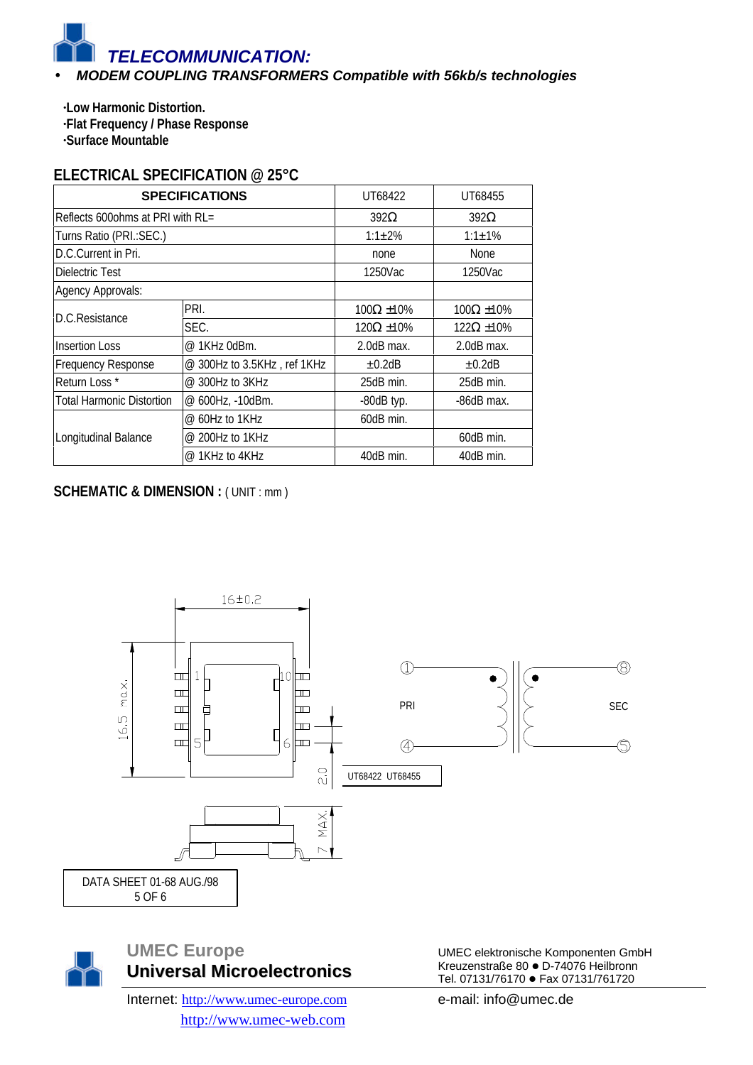## *TELECOMMUNICATION:*

- ***MODEM COUPLING TRANSFORMERS Compatible with 56kb/s technologies***

**·Low Harmonic Distortion.**
**·Flat Frequency / Phase Response**
**·Surface Mountable**

## ELECTRICAL SPECIFICATION @ 25°C

| SPECIFICATIONS | | UT68422 | UT68455 |
|---|---|---|---|
| Reflects 600ohms at PRI with RL= | | 392Ω | 392Ω |
| Turns Ratio (PRI.:SEC.) | | 1:1±2% | 1:1±1% |
| D.C.Current in Pri. | | none | None |
| Dielectric Test | | 1250Vac | 1250Vac |
| Agency Approvals: | | | |
| D.C.Resistance | PRI. | 100Ω ±10% | 100Ω ±10% |
| | SEC. | 120Ω ±10% | 122Ω ±10% |
| Insertion Loss | @ 1KHz 0dBm. | 2.0dB max. | 2.0dB max. |
| Frequency Response | @ 300Hz to 3.5KHz , ref 1KHz | ±0.2dB | ±0.2dB |
| Return Loss * | @ 300Hz to 3KHz | 25dB min. | 25dB min. |
| Total Harmonic Distortion | @ 600Hz, -10dBm. | -80dB typ. | -86dB max. |
| Longitudinal Balance | @ 60Hz to 1KHz | 60dB min. | |
| | @ 200Hz to 1KHz | | 60dB min. |
| | @ 1KHz to 4KHz | 40dB min. | 40dB min. |

## SCHEMATIC & DIMENSION : ( UNIT : mm )

16±0.2

16.5 max.

1 10 5 6

2.0

7 MAX.

① PRI ④ ⑧ SEC ⑤

UT68422 UT68455

DATA SHEET 01-68 AUG./98

**UMEC Europe**
**Universal Microelectronics**

Internet: http://www.umec-europe.com
http://www.umec-web.com

UMEC elektronische Komponenten GmbH
Kreuzenstraße 80 ● D-74076 Heilbronn
Tel. 07131/76170 ● Fax 07131/761720

e-mail: info@umec.de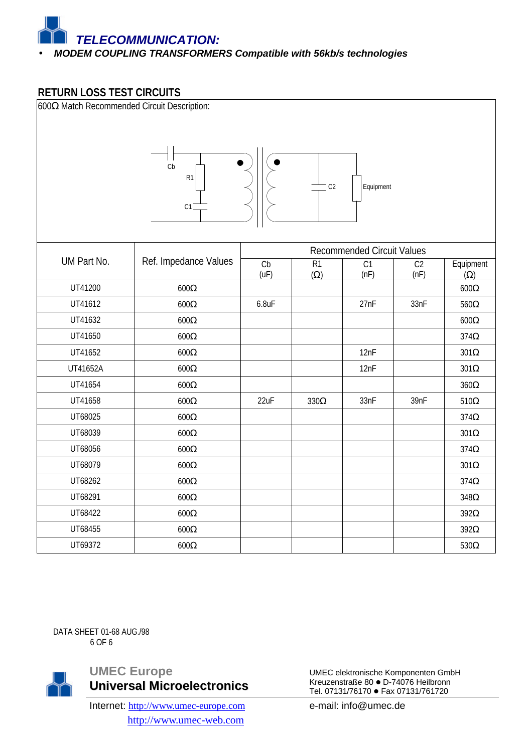# *TELECOMMUNICATION:*

- ***MODEM COUPLING TRANSFORMERS Compatible with 56kb/s technologies***

## RETURN LOSS TEST CIRCUITS

600Ω Match Recommended Circuit Description:

Cb

R1

C1

C2

Equipment

| UM Part No. | Ref. Impedance Values | Recommended Circuit Values | | | | |
|---|---|---|---|---|---|---|
| | | Cb (uF) | R1 (Ω) | C1 (nF) | C2 (nF) | Equipment (Ω) |
| UT41200 | 600Ω | | | | | 600Ω |
| UT41612 | 600Ω | 6.8uF | | 27nF | 33nF | 560Ω |
| UT41632 | 600Ω | | | | | 600Ω |
| UT41650 | 600Ω | | | | | 374Ω |
| UT41652 | 600Ω | | | 12nF | | 301Ω |
| UT41652A | 600Ω | | | 12nF | | 301Ω |
| UT41654 | 600Ω | | | | | 360Ω |
| UT41658 | 600Ω | 22uF | 330Ω | 33nF | 39nF | 510Ω |
| UT68025 | 600Ω | | | | | 374Ω |
| UT68039 | 600Ω | | | | | 301Ω |
| UT68056 | 600Ω | | | | | 374Ω |
| UT68079 | 600Ω | | | | | 301Ω |
| UT68262 | 600Ω | | | | | 374Ω |
| UT68291 | 600Ω | | | | | 348Ω |
| UT68422 | 600Ω | | | | | 392Ω |
| UT68455 | 600Ω | | | | | 392Ω |
| UT69372 | 600Ω | | | | | 530Ω |

DATA SHEET 01-68 AUG./98

**UMEC Europe**
**Universal Microelectronics**

Internet: http://www.umec-europe.com
http://www.umec-web.com

UMEC elektronische Komponenten GmbH
Kreuzenstraße 80 ● D-74076 Heilbronn
Tel. 07131/76170 ● Fax 07131/761720

e-mail: info@umec.de